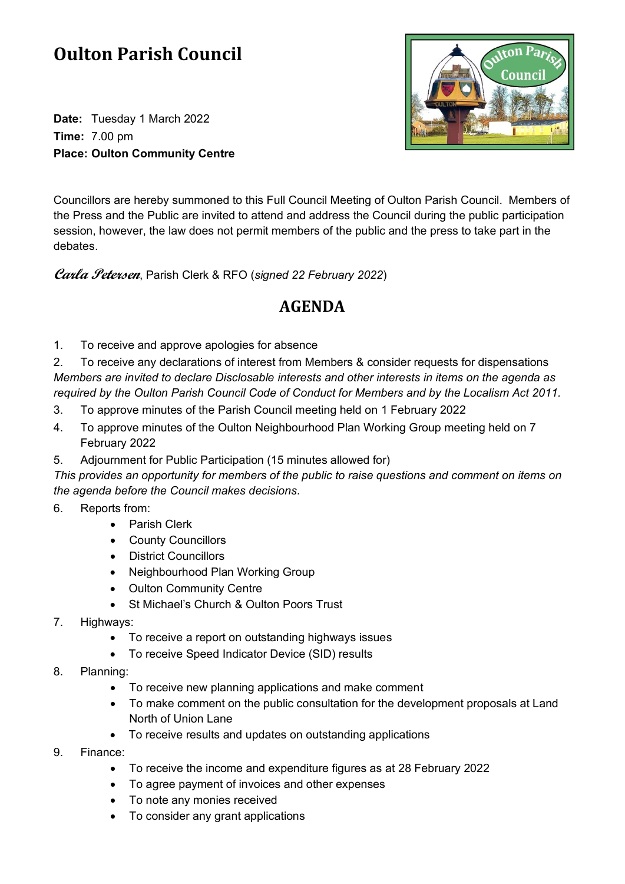# Oulton Parish Council

**Date:** Tuesday 1 March 2022
**Time:** 7.00 pm
**Place: Oulton Community Centre**

Councillors are hereby summoned to this Full Council Meeting of Oulton Parish Council. Members of the Press and the Public are invited to attend and address the Council during the public participation session, however, the law does not permit members of the public and the press to take part in the debates.

*Carla Petersen*, Parish Clerk & RFO (*signed 22 February 2022*)

## AGENDA

1. To receive and approve apologies for absence
2. To receive any declarations of interest from Members & consider requests for dispensations

*Members are invited to declare Disclosable interests and other interests in items on the agenda as required by the Oulton Parish Council Code of Conduct for Members and by the Localism Act 2011.*

3. To approve minutes of the Parish Council meeting held on 1 February 2022
4. To approve minutes of the Oulton Neighbourhood Plan Working Group meeting held on 7 February 2022
5. Adjournment for Public Participation (15 minutes allowed for)

*This provides an opportunity for members of the public to raise questions and comment on items on the agenda before the Council makes decisions.*

6. Reports from:
   - Parish Clerk
   - County Councillors
   - District Councillors
   - Neighbourhood Plan Working Group
   - Oulton Community Centre
   - St Michael's Church & Oulton Poors Trust
7. Highways:
   - To receive a report on outstanding highways issues
   - To receive Speed Indicator Device (SID) results
8. Planning:
   - To receive new planning applications and make comment
   - To make comment on the public consultation for the development proposals at Land North of Union Lane
   - To receive results and updates on outstanding applications
9. Finance:
   - To receive the income and expenditure figures as at 28 February 2022
   - To agree payment of invoices and other expenses
   - To note any monies received
   - To consider any grant applications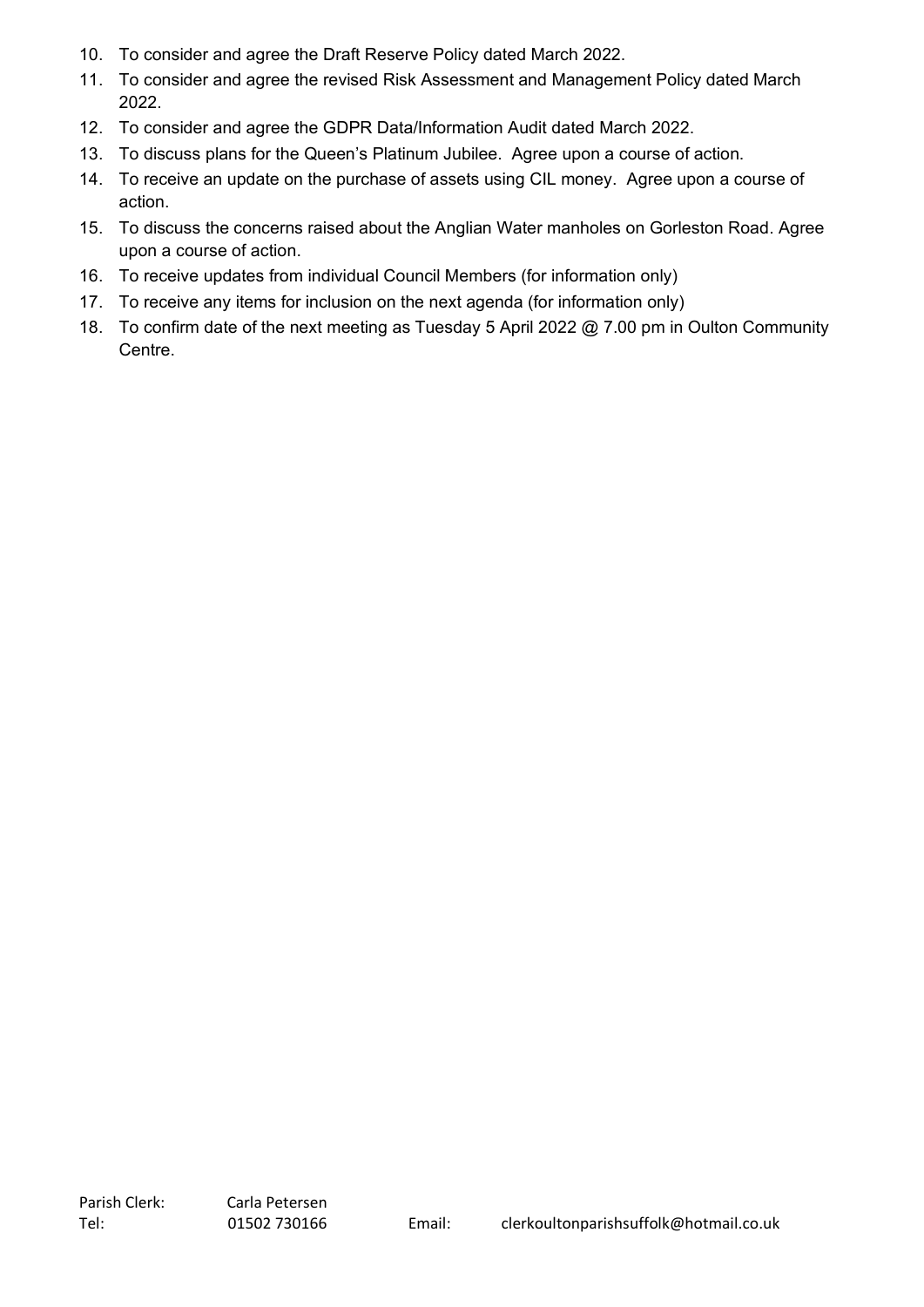10. To consider and agree the Draft Reserve Policy dated March 2022.
11. To consider and agree the revised Risk Assessment and Management Policy dated March 2022.
12. To consider and agree the GDPR Data/Information Audit dated March 2022.
13. To discuss plans for the Queen's Platinum Jubilee. Agree upon a course of action.
14. To receive an update on the purchase of assets using CIL money. Agree upon a course of action.
15. To discuss the concerns raised about the Anglian Water manholes on Gorleston Road. Agree upon a course of action.
16. To receive updates from individual Council Members (for information only)
17. To receive any items for inclusion on the next agenda (for information only)
18. To confirm date of the next meeting as Tuesday 5 April 2022 @ 7.00 pm in Oulton Community Centre.

Parish Clerk: Carla Petersen
Tel: 01502 730166 Email: clerkoultonparishsuffolk@hotmail.co.uk